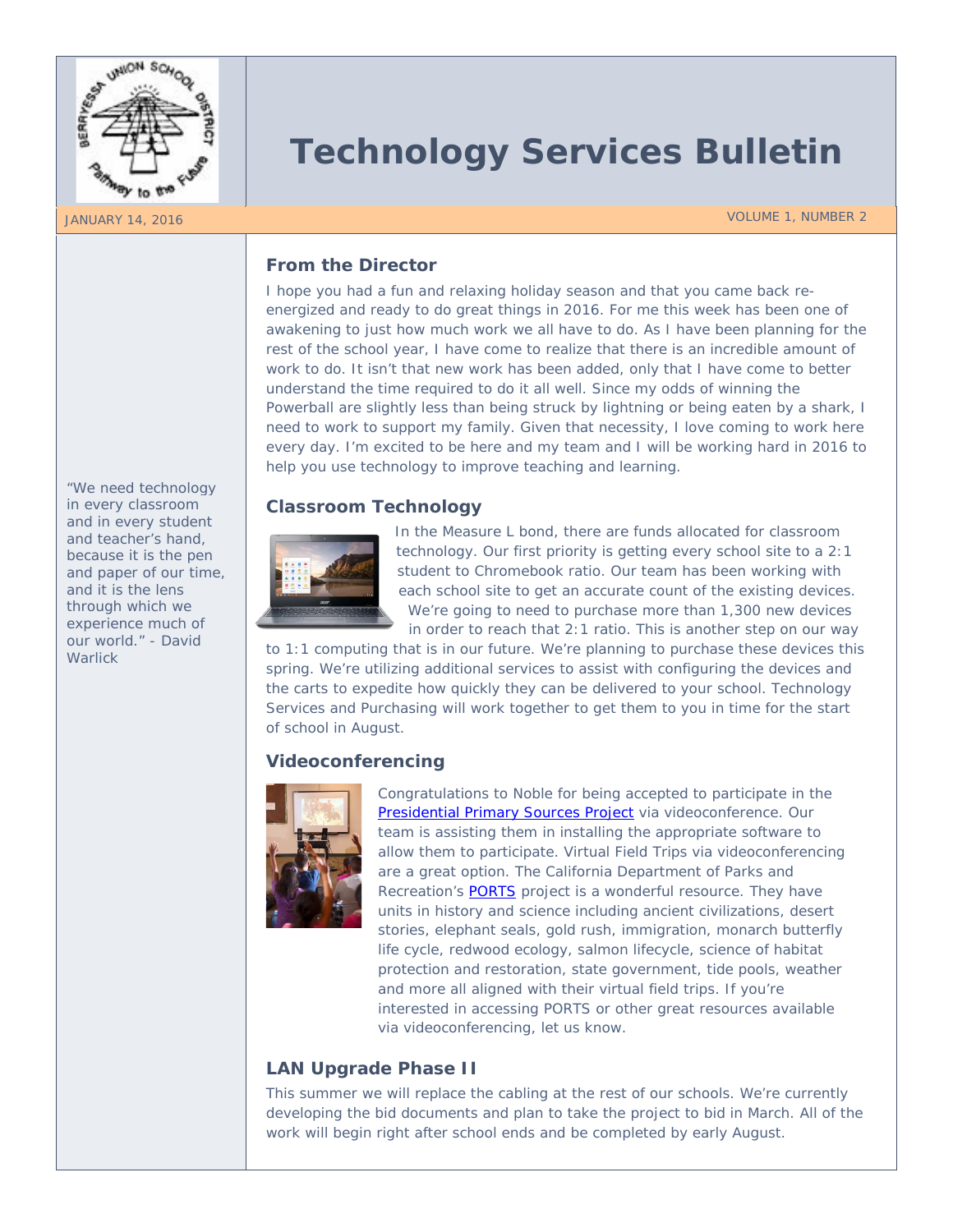# Technology Services Bulletin

JANUARY 14, 2016

VOLUME 1, NUMBER 2

“We need technology in every classroom and in every student and teacher’s hand, because it is the pen and paper of our time, and it is the lens through which we experience much of our world.” - David Warlick

## From the Director

I hope you had a fun and relaxing holiday season and that you came back re-energized and ready to do great things in 2016. For me this week has been one of awakening to just how much work we all have to do. As I have been planning for the rest of the school year, I have come to realize that there is an incredible amount of work to do. It isn’t that new work has been added, only that I have come to better understand the time required to do it all well. Since my odds of winning the Powerball are slightly less than being struck by lightning or being eaten by a shark, I need to work to support my family. Given that necessity, I love coming to work here every day. I’m excited to be here and my team and I will be working hard in 2016 to help you use technology to improve teaching and learning.

## Classroom Technology

In the Measure L bond, there are funds allocated for classroom technology. Our first priority is getting every school site to a 2:1 student to Chromebook ratio. Our team has been working with each school site to get an accurate count of the existing devices. We’re going to need to purchase more than 1,300 new devices in order to reach that 2:1 ratio. This is another step on our way to 1:1 computing that is in our future. We’re planning to purchase these devices this spring. We’re utilizing additional services to assist with configuring the devices and the carts to expedite how quickly they can be delivered to your school. Technology Services and Purchasing will work together to get them to you in time for the start of school in August.

## Videoconferencing

Congratulations to Noble for being accepted to participate in the [Presidential Primary Sources Project](#) via videoconference. Our team is assisting them in installing the appropriate software to allow them to participate. Virtual Field Trips via videoconferencing are a great option. The California Department of Parks and Recreation’s [PORTS](#) project is a wonderful resource. They have units in history and science including ancient civilizations, desert stories, elephant seals, gold rush, immigration, monarch butterfly life cycle, redwood ecology, salmon lifecycle, science of habitat protection and restoration, state government, tide pools, weather and more all aligned with their virtual field trips. If you’re interested in accessing PORTS or other great resources available via videoconferencing, let us know.

## LAN Upgrade Phase II

This summer we will replace the cabling at the rest of our schools. We’re currently developing the bid documents and plan to take the project to bid in March. All of the work will begin right after school ends and be completed by early August.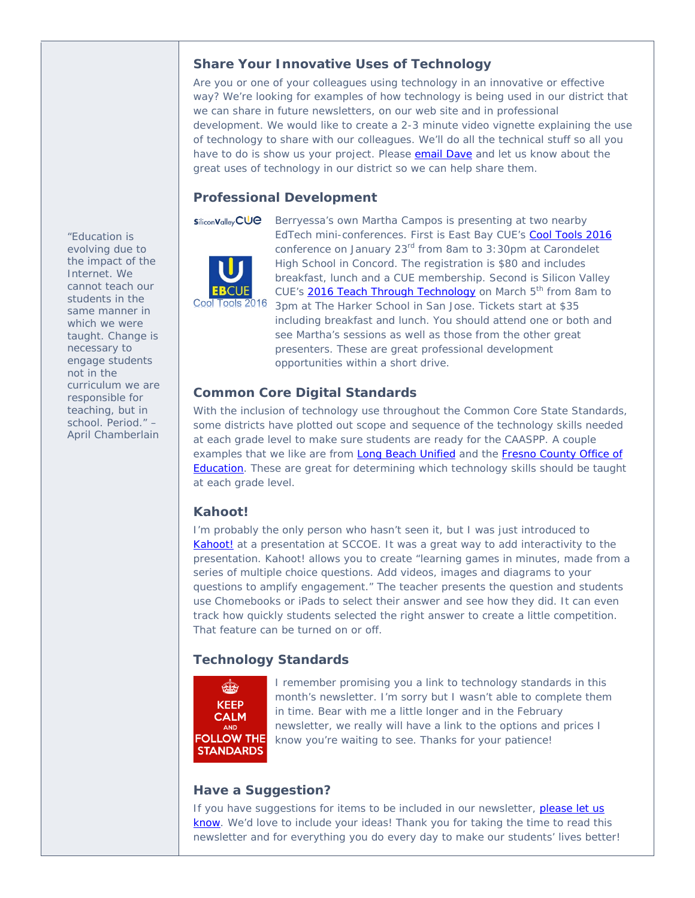## Share Your Innovative Uses of Technology

Are you or one of your colleagues using technology in an innovative or effective way? We're looking for examples of how technology is being used in our district that we can share in future newsletters, on our web site and in professional development. We would like to create a 2-3 minute video vignette explaining the use of technology to share with our colleagues. We'll do all the technical stuff so all you have to do is show us your project. Please email Dave and let us know about the great uses of technology in our district so we can help share them.

## Professional Development

SiliconValley CUE

EBCUE Cool Tools 2016

Berryessa's own Martha Campos is presenting at two nearby EdTech mini-conferences. First is East Bay CUE's Cool Tools 2016 conference on January 23rd from 8am to 3:30pm at Carondelet High School in Concord. The registration is $80 and includes breakfast, lunch and a CUE membership. Second is Silicon Valley CUE's 2016 Teach Through Technology on March 5th from 8am to 3pm at The Harker School in San Jose. Tickets start at $35 including breakfast and lunch. You should attend one or both and see Martha's sessions as well as those from the other great presenters. These are great professional development opportunities within a short drive.

"Education is evolving due to the impact of the Internet. We cannot teach our students in the same manner in which we were taught. Change is necessary to engage students not in the curriculum we are responsible for teaching, but in school. Period." – April Chamberlain

## Common Core Digital Standards

With the inclusion of technology use throughout the Common Core State Standards, some districts have plotted out scope and sequence of the technology skills needed at each grade level to make sure students are ready for the CAASPP. A couple examples that we like are from Long Beach Unified and the Fresno County Office of Education. These are great for determining which technology skills should be taught at each grade level.

## Kahoot!

I'm probably the only person who hasn't seen it, but I was just introduced to Kahoot! at a presentation at SCCOE. It was a great way to add interactivity to the presentation. Kahoot! allows you to create "learning games in minutes, made from a series of multiple choice questions. Add videos, images and diagrams to your questions to amplify engagement." The teacher presents the question and students use Chomebooks or iPads to select their answer and see how they did. It can even track how quickly students selected the right answer to create a little competition. That feature can be turned on or off.

## Technology Standards

KEEP CALM AND FOLLOW THE STANDARDS

I remember promising you a link to technology standards in this month's newsletter. I'm sorry but I wasn't able to complete them in time. Bear with me a little longer and in the February newsletter, we really will have a link to the options and prices I know you're waiting to see. Thanks for your patience!

## Have a Suggestion?

If you have suggestions for items to be included in our newsletter, please let us know. We'd love to include your ideas! Thank you for taking the time to read this newsletter and for everything you do every day to make our students' lives better!